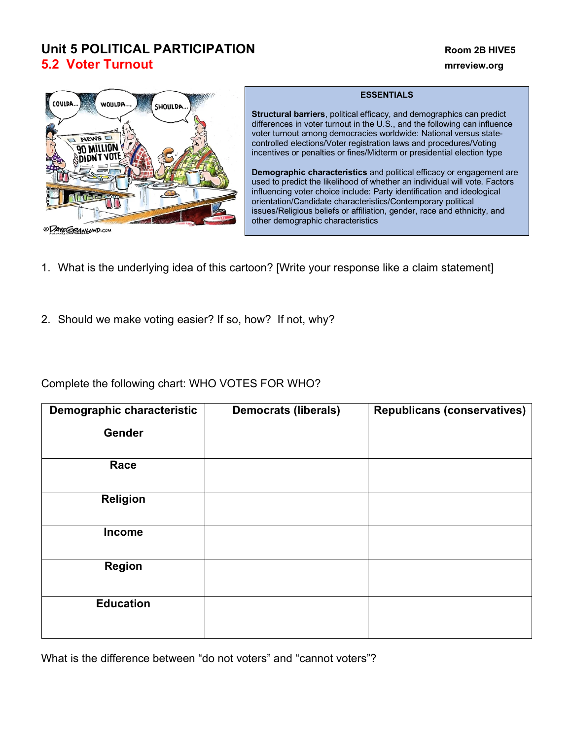# Unit 5 POLITICAL PARTICIPATION

Room 2B HIVE5

## 5.2 Voter Turnout

mrreview.org

**ESSENTIALS**

**Structural barriers**, political efficacy, and demographics can predict differences in voter turnout in the U.S., and the following can influence voter turnout among democracies worldwide: National versus state-controlled elections/Voter registration laws and procedures/Voting incentives or penalties or fines/Midterm or presidential election type

**Demographic characteristics** and political efficacy or engagement are used to predict the likelihood of whether an individual will vote. Factors influencing voter choice include: Party identification and ideological orientation/Candidate characteristics/Contemporary political issues/Religious beliefs or affiliation, gender, race and ethnicity, and other demographic characteristics

1. What is the underlying idea of this cartoon? [Write your response like a claim statement]

2. Should we make voting easier? If so, how? If not, why?

Complete the following chart: WHO VOTES FOR WHO?

| Demographic characteristic | Democrats (liberals) | Republicans (conservatives) |
|---|---|---|
| **Gender** | | |
| **Race** | | |
| **Religion** | | |
| **Income** | | |
| **Region** | | |
| **Education** | | |

What is the difference between "do not voters" and "cannot voters"?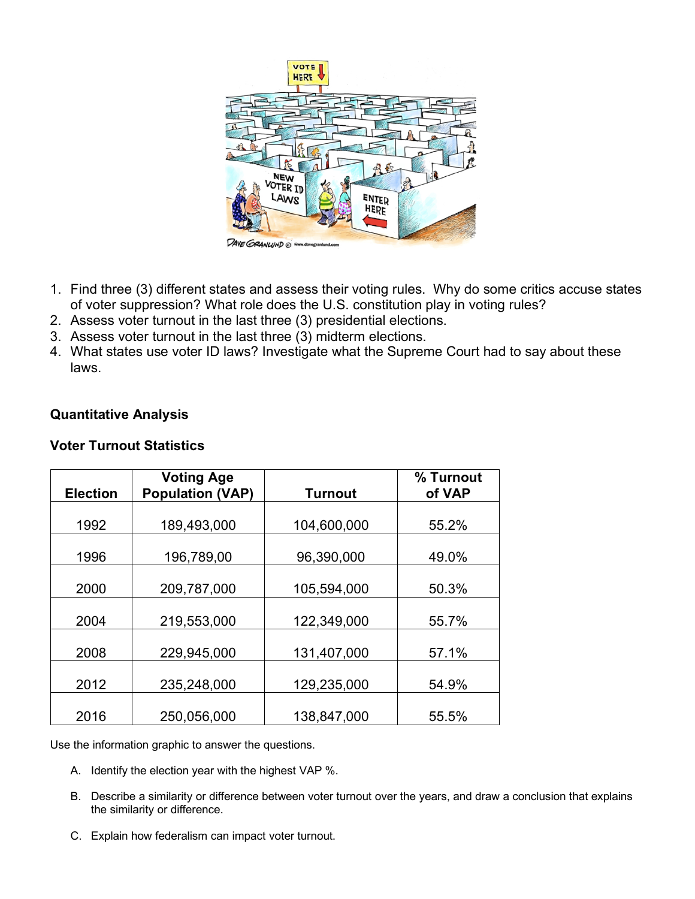1. Find three (3) different states and assess their voting rules. Why do some critics accuse states of voter suppression? What role does the U.S. constitution play in voting rules?
2. Assess voter turnout in the last three (3) presidential elections.
3. Assess voter turnout in the last three (3) midterm elections.
4. What states use voter ID laws? Investigate what the Supreme Court had to say about these laws.

**Quantitative Analysis**

**Voter Turnout Statistics**

| Election | Voting Age Population (VAP) | Turnout | % Turnout of VAP |
|---|---|---|---|
| 1992 | 189,493,000 | 104,600,000 | 55.2% |
| 1996 | 196,789,00 | 96,390,000 | 49.0% |
| 2000 | 209,787,000 | 105,594,000 | 50.3% |
| 2004 | 219,553,000 | 122,349,000 | 55.7% |
| 2008 | 229,945,000 | 131,407,000 | 57.1% |
| 2012 | 235,248,000 | 129,235,000 | 54.9% |
| 2016 | 250,056,000 | 138,847,000 | 55.5% |

Use the information graphic to answer the questions.

A. Identify the election year with the highest VAP %.

B. Describe a similarity or difference between voter turnout over the years, and draw a conclusion that explains the similarity or difference.

C. Explain how federalism can impact voter turnout.